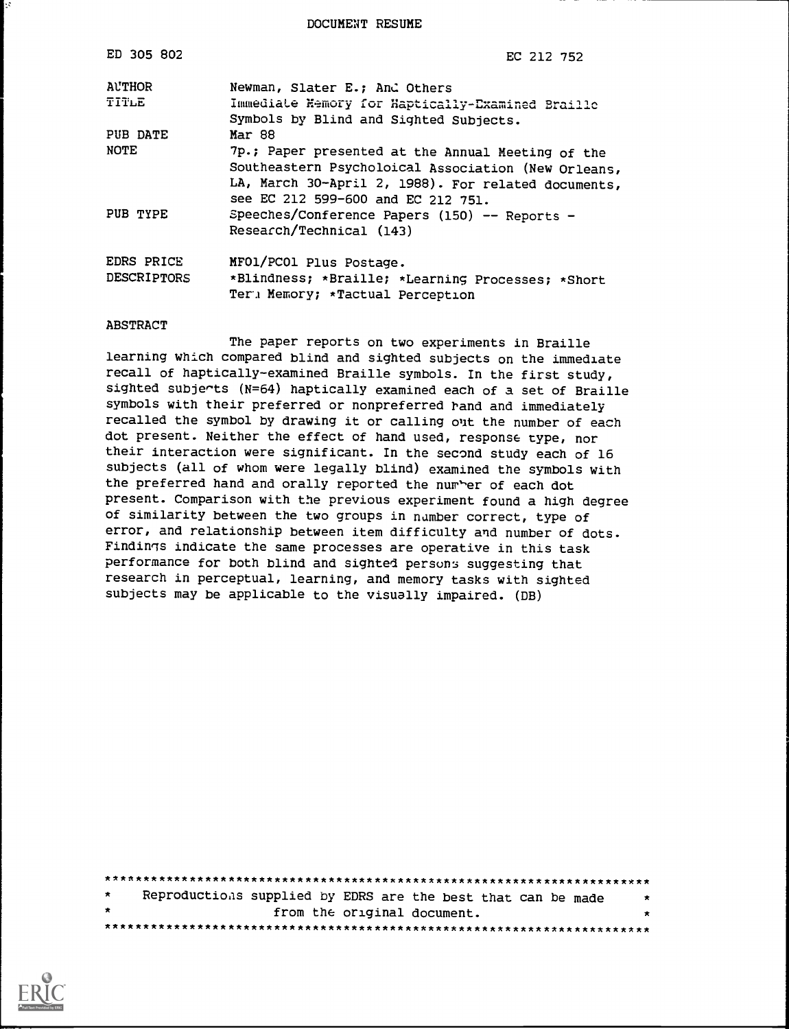DOCUMENT RESUME

| | |
|---|---|
| ED 305 802 | EC 212 752 |
| AUTHOR | Newman, Slater E.; And Others |
| TITLE | Immediate Memory for Haptically-Examined Braille Symbols by Blind and Sighted Subjects. |
| PUB DATE | Mar 88 |
| NOTE | 7p.; Paper presented at the Annual Meeting of the Southeastern Psycholoical Association (New Orleans, LA, March 30-April 2, 1988). For related documents, see EC 212 599-600 and EC 212 751. |
| PUB TYPE | Speeches/Conference Papers (150) -- Reports - Research/Technical (143) |
| EDRS PRICE | MF01/PC01 Plus Postage. |
| DESCRIPTORS | *Blindness; *Braille; *Learning Processes; *Short Term Memory; *Tactual Perception |

ABSTRACT

The paper reports on two experiments in Braille learning which compared blind and sighted subjects on the immediate recall of haptically-examined Braille symbols. In the first study, sighted subjects (N=64) haptically examined each of a set of Braille symbols with their preferred or nonpreferred hand and immediately recalled the symbol by drawing it or calling out the number of each dot present. Neither the effect of hand used, response type, nor their interaction were significant. In the second study each of 16 subjects (all of whom were legally blind) examined the symbols with the preferred hand and orally reported the number of each dot present. Comparison with the previous experiment found a high degree of similarity between the two groups in number correct, type of error, and relationship between item difficulty and number of dots. Findings indicate the same processes are operative in this task performance for both blind and sighted persons suggesting that research in perceptual, learning, and memory tasks with sighted subjects may be applicable to the visually impaired. (DB)

***********************************************************************
* Reproductions supplied by EDRS are the best that can be made *
* from the original document. *
***********************************************************************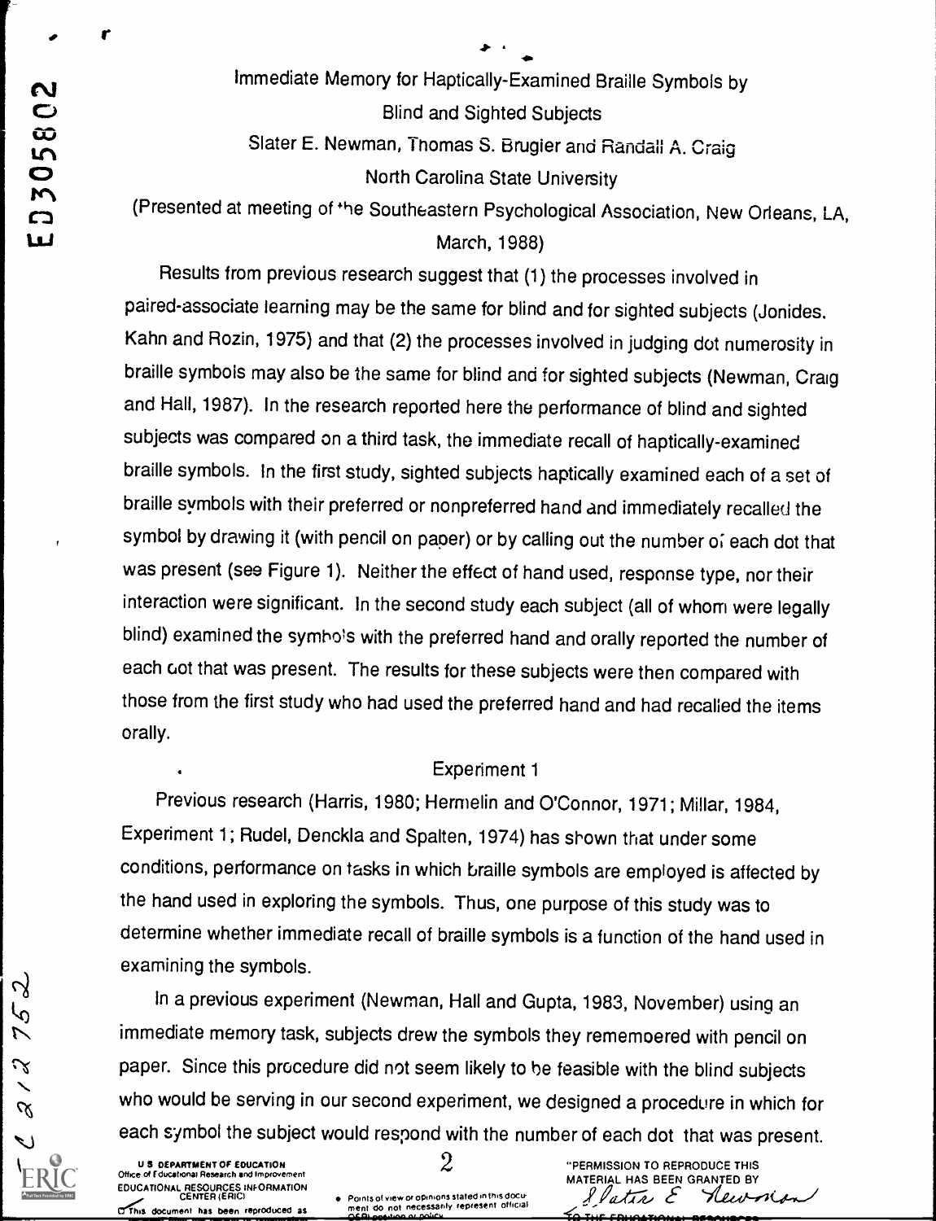# Immediate Memory for Haptically-Examined Braille Symbols by Blind and Sighted Subjects

Slater E. Newman, Thomas S. Brugier and Randall A. Craig

North Carolina State University

(Presented at meeting of the Southeastern Psychological Association, New Orleans, LA, March, 1988)

Results from previous research suggest that (1) the processes involved in paired-associate learning may be the same for blind and for sighted subjects (Jonides, Kahn and Rozin, 1975) and that (2) the processes involved in judging dot numerosity in braille symbols may also be the same for blind and for sighted subjects (Newman, Craig and Hall, 1987). In the research reported here the performance of blind and sighted subjects was compared on a third task, the immediate recall of haptically-examined braille symbols. In the first study, sighted subjects haptically examined each of a set of braille symbols with their preferred or nonpreferred hand and immediately recalled the symbol by drawing it (with pencil on paper) or by calling out the number of each dot that was present (see Figure 1). Neither the effect of hand used, response type, nor their interaction were significant. In the second study each subject (all of whom were legally blind) examined the symbols with the preferred hand and orally reported the number of each dot that was present. The results for these subjects were then compared with those from the first study who had used the preferred hand and had recalled the items orally.

## Experiment 1

Previous research (Harris, 1980; Hermelin and O'Connor, 1971; Millar, 1984, Experiment 1; Rudel, Denckla and Spalten, 1974) has shown that under some conditions, performance on tasks in which braille symbols are employed is affected by the hand used in exploring the symbols. Thus, one purpose of this study was to determine whether immediate recall of braille symbols is a function of the hand used in examining the symbols.

In a previous experiment (Newman, Hall and Gupta, 1983, November) using an immediate memory task, subjects drew the symbols they remembered with pencil on paper. Since this procedure did not seem likely to be feasible with the blind subjects who would be serving in our second experiment, we designed a procedure in which for each symbol the subject would respond with the number of each dot that was present.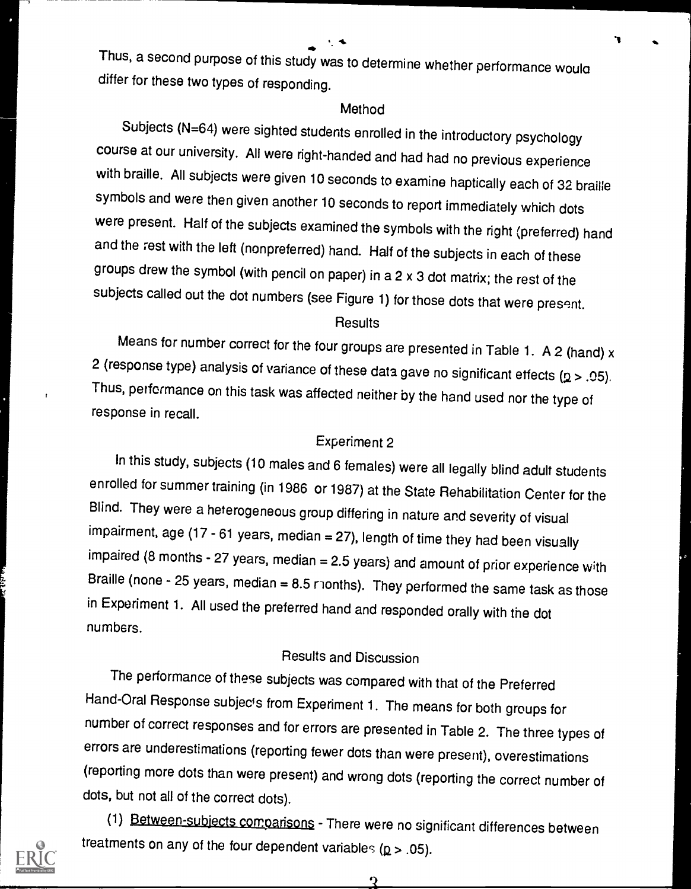Thus, a second purpose of this study was to determine whether performance would differ for these two types of responding.

## Method

Subjects (N=64) were sighted students enrolled in the introductory psychology course at our university. All were right-handed and had had no previous experience with braille. All subjects were given 10 seconds to examine haptically each of 32 braille symbols and were then given another 10 seconds to report immediately which dots were present. Half of the subjects examined the symbols with the right (preferred) hand and the rest with the left (nonpreferred) hand. Half of the subjects in each of these groups drew the symbol (with pencil on paper) in a 2 x 3 dot matrix; the rest of the subjects called out the dot numbers (see Figure 1) for those dots that were present.

## Results

Means for number correct for the four groups are presented in Table 1. A 2 (hand) x 2 (response type) analysis of variance of these data gave no significant effects ($p > .05$). Thus, performance on this task was affected neither by the hand used nor the type of response in recall.

## Experiment 2

In this study, subjects (10 males and 6 females) were all legally blind adult students enrolled for summer training (in 1986 or 1987) at the State Rehabilitation Center for the Blind. They were a heterogeneous group differing in nature and severity of visual impairment, age (17 - 61 years, median = 27), length of time they had been visually impaired (8 months - 27 years, median = 2.5 years) and amount of prior experience with Braille (none - 25 years, median = 8.5 months). They performed the same task as those in Experiment 1. All used the preferred hand and responded orally with the dot numbers.

## Results and Discussion

The performance of these subjects was compared with that of the Preferred Hand-Oral Response subjects from Experiment 1. The means for both groups for number of correct responses and for errors are presented in Table 2. The three types of errors are underestimations (reporting fewer dots than were present), overestimations (reporting more dots than were present) and wrong dots (reporting the correct number of dots, but not all of the correct dots).

(1) Between-subjects comparisons - There were no significant differences between treatments on any of the four dependent variables ($p > .05$).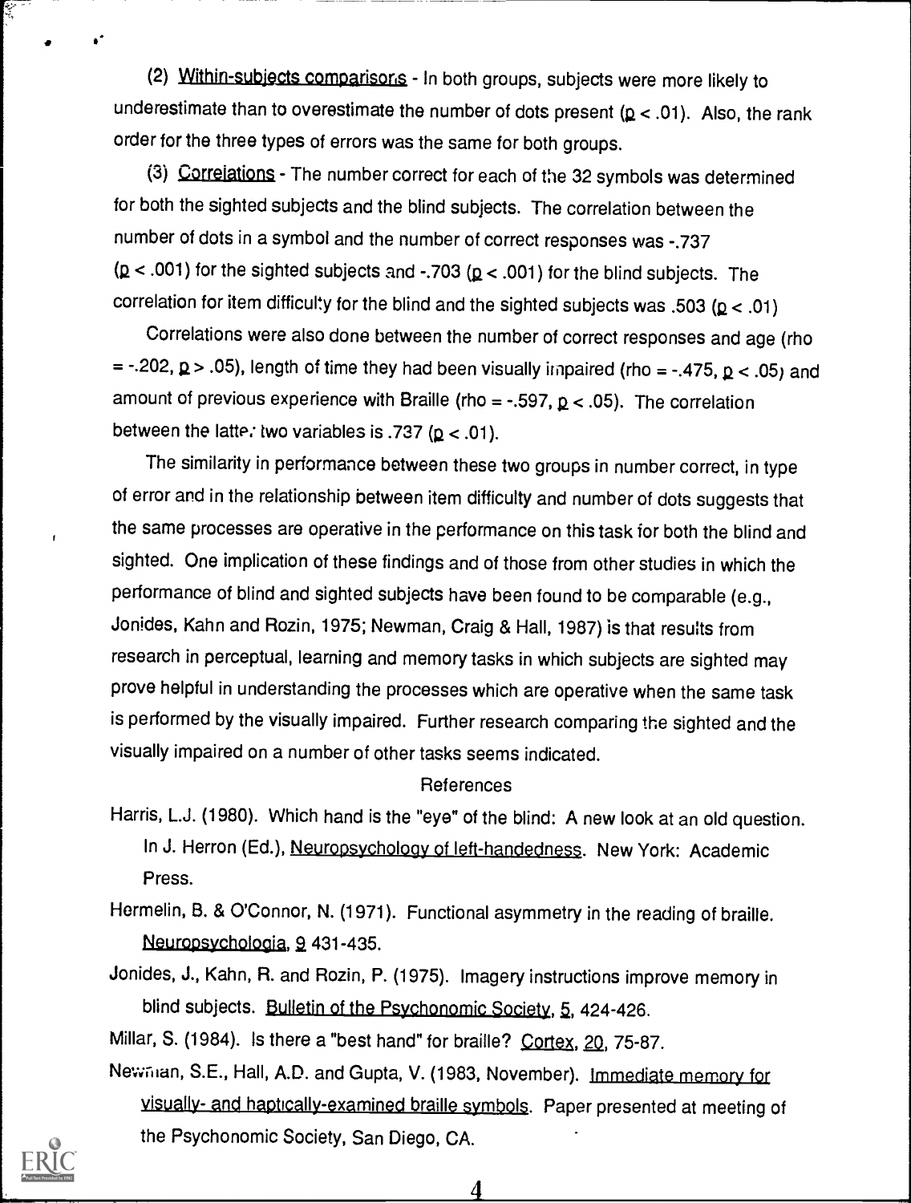(2) Within-subjects comparisons - In both groups, subjects were more likely to underestimate than to overestimate the number of dots present ($p < .01$). Also, the rank order for the three types of errors was the same for both groups.

(3) Correlations - The number correct for each of the 32 symbols was determined for both the sighted subjects and the blind subjects. The correlation between the number of dots in a symbol and the number of correct responses was -.737 ($p < .001$) for the sighted subjects and -.703 ($p < .001$) for the blind subjects. The correlation for item difficulty for the blind and the sighted subjects was .503 ($p < .01$)

Correlations were also done between the number of correct responses and age (rho = -.202, $p > .05$), length of time they had been visually impaired (rho = -.475, $p < .05$) and amount of previous experience with Braille (rho = -.597, $p < .05$). The correlation between the latter two variables is .737 ($p < .01$).

The similarity in performance between these two groups in number correct, in type of error and in the relationship between item difficulty and number of dots suggests that the same processes are operative in the performance on this task for both the blind and sighted. One implication of these findings and of those from other studies in which the performance of blind and sighted subjects have been found to be comparable (e.g., Jonides, Kahn and Rozin, 1975; Newman, Craig & Hall, 1987) is that results from research in perceptual, learning and memory tasks in which subjects are sighted may prove helpful in understanding the processes which are operative when the same task is performed by the visually impaired. Further research comparing the sighted and the visually impaired on a number of other tasks seems indicated.

## References

Harris, L.J. (1980). Which hand is the "eye" of the blind: A new look at an old question. In J. Herron (Ed.), Neuropsychology of left-handedness. New York: Academic Press.

Hermelin, B. & O'Connor, N. (1971). Functional asymmetry in the reading of braille. Neuropsychologia, 9 431-435.

Jonides, J., Kahn, R. and Rozin, P. (1975). Imagery instructions improve memory in blind subjects. Bulletin of the Psychonomic Society, 5, 424-426.

Millar, S. (1984). Is there a "best hand" for braille? Cortex, 20, 75-87.

Newman, S.E., Hall, A.D. and Gupta, V. (1983, November). Immediate memory for visually- and haptically-examined braille symbols. Paper presented at meeting of the Psychonomic Society, San Diego, CA.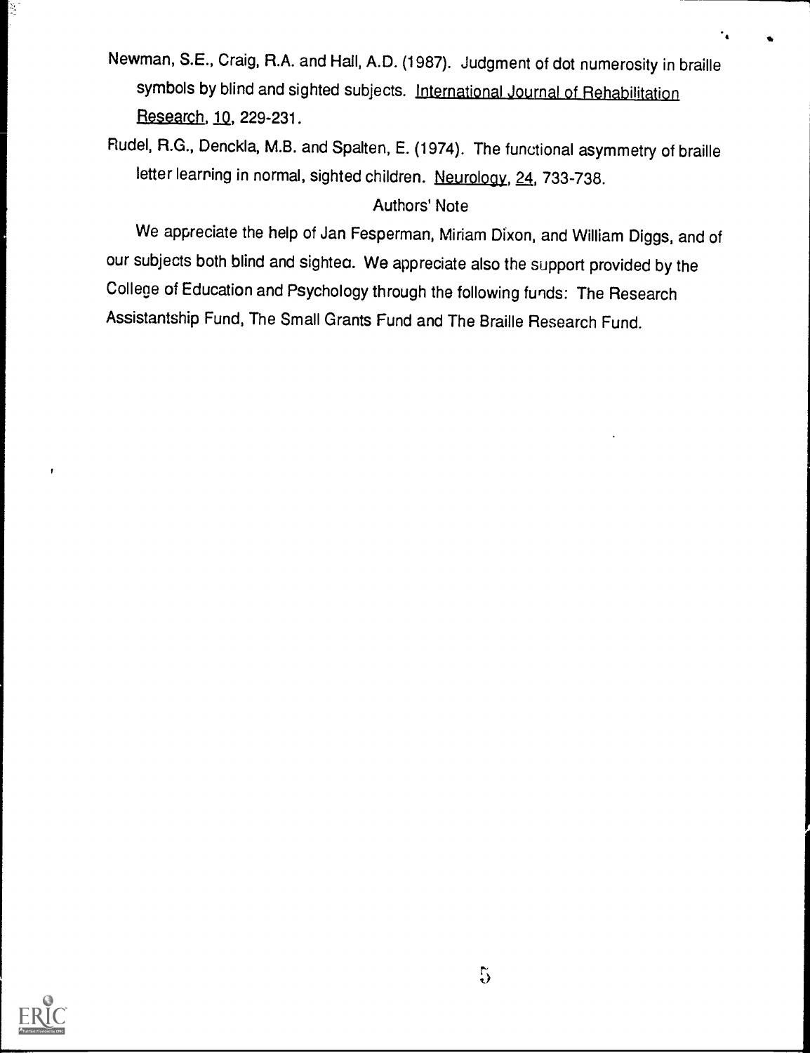Newman, S.E., Craig, R.A. and Hall, A.D. (1987). Judgment of dot numerosity in braille symbols by blind and sighted subjects. International Journal of Rehabilitation Research, 10, 229-231.

Rudel, R.G., Denckla, M.B. and Spalten, E. (1974). The functional asymmetry of braille letter learning in normal, sighted children. Neurology, 24, 733-738.

## Authors' Note

We appreciate the help of Jan Fesperman, Miriam Dixon, and William Diggs, and of our subjects both blind and sighted. We appreciate also the support provided by the College of Education and Psychology through the following funds: The Research Assistantship Fund, The Small Grants Fund and The Braille Research Fund.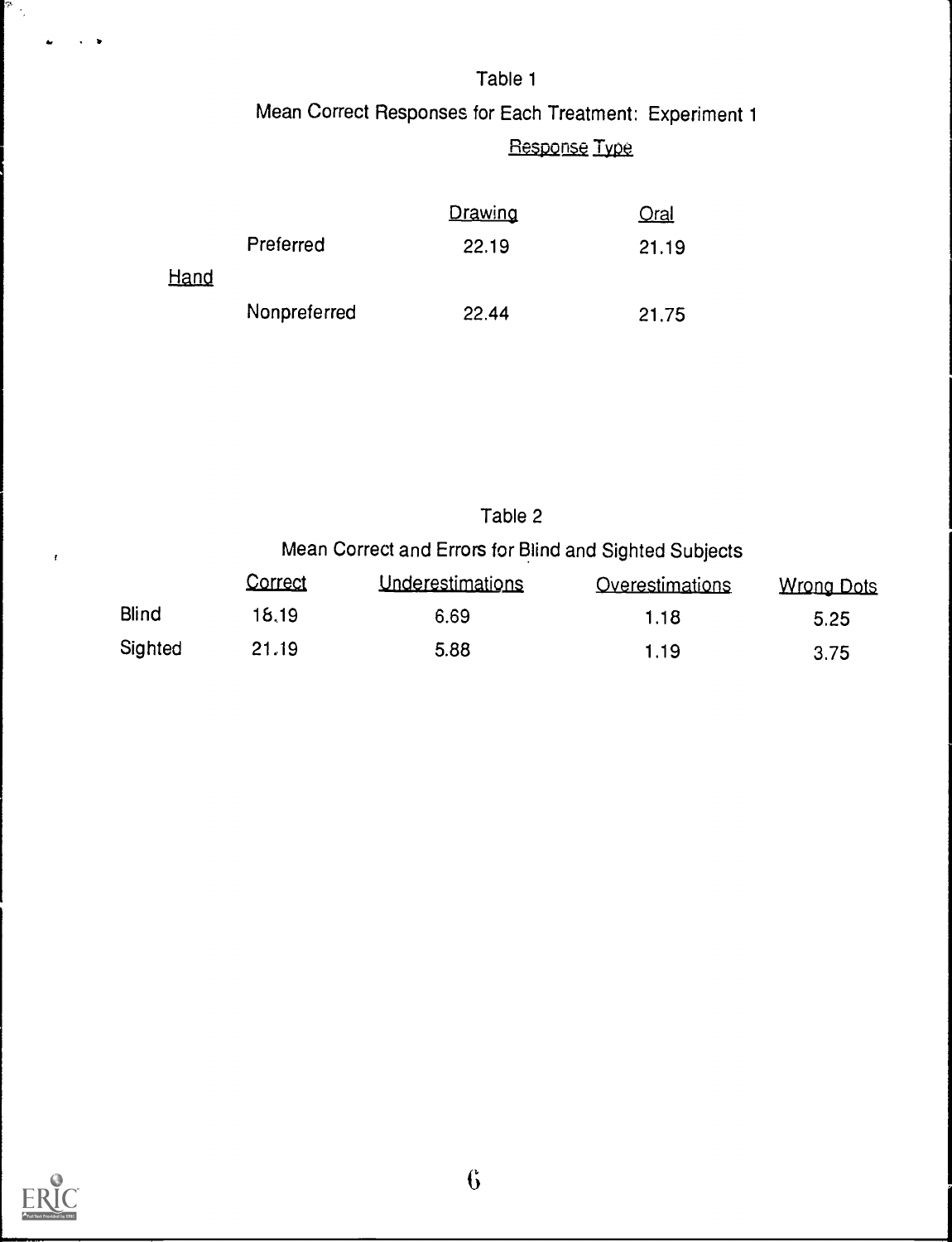Table 1

Mean Correct Responses for Each Treatment: Experiment 1

| | | Response Type | |
|---|---|---|---|
| | | Drawing | Oral |
| Hand | Preferred | 22.19 | 21.19 |
| | Nonpreferred | 22.44 | 21.75 |

Table 2

Mean Correct and Errors for Blind and Sighted Subjects

| | Correct | Underestimations | Overestimations | Wrong Dots |
|---|---|---|---|---|
| Blind | 18.19 | 6.69 | 1.18 | 5.25 |
| Sighted | 21.19 | 5.88 | 1.19 | 3.75 |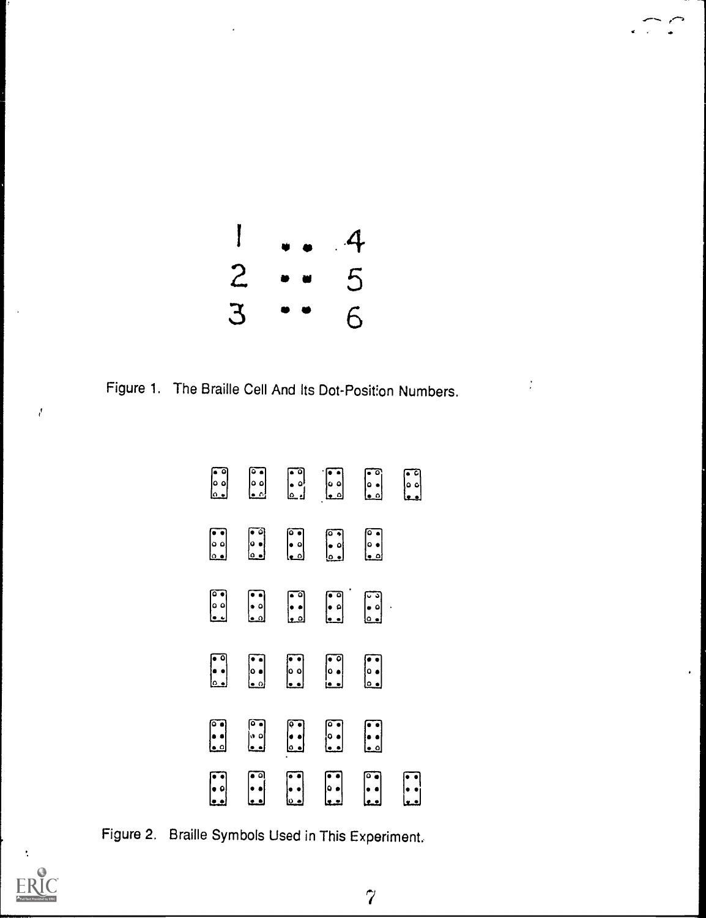1 4
2 5
3 6

Figure 1. The Braille Cell And Its Dot-Position Numbers.

Figure 2. Braille Symbols Used in This Experiment.